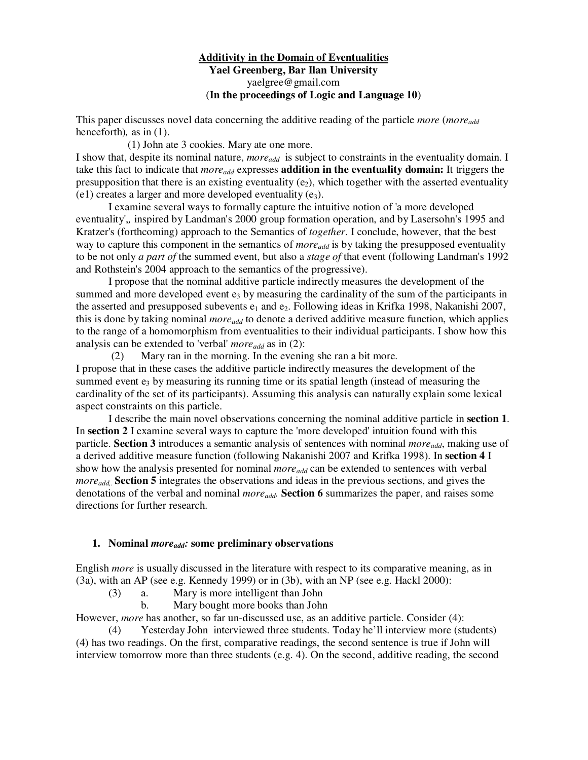# Additivity in the Domain of Eventualities

**Yael Greenberg, Bar Ilan University**

yaelgree@gmail.com

**(In the proceedings of Logic and Language 10)**

This paper discusses novel data concerning the additive reading of the particle *more* (*more$_{add}$* henceforth), as in (1).

(1) John ate 3 cookies. Mary ate one more.

I show that, despite its nominal nature, *more$_{add}$* is subject to constraints in the eventuality domain. I take this fact to indicate that *more$_{add}$* expresses **addition in the eventuality domain:** It triggers the presupposition that there is an existing eventuality ($e_2$), which together with the asserted eventuality (e1) creates a larger and more developed eventuality ($e_3$).

I examine several ways to formally capture the intuitive notion of 'a more developed eventuality',, inspired by Landman's 2000 group formation operation, and by Lasersohn's 1995 and Kratzer's (forthcoming) approach to the Semantics of *together*. I conclude, however, that the best way to capture this component in the semantics of *more$_{add}$* is by taking the presupposed eventuality to be not only *a part of* the summed event, but also a *stage of* that event (following Landman's 1992 and Rothstein's 2004 approach to the semantics of the progressive).

I propose that the nominal additive particle indirectly measures the development of the summed and more developed event $e_3$ by measuring the cardinality of the sum of the participants in the asserted and presupposed subevents $e_1$ and $e_2$. Following ideas in Krifka 1998, Nakanishi 2007, this is done by taking nominal *more$_{add}$* to denote a derived additive measure function, which applies to the range of a homomorphism from eventualities to their individual participants. I show how this analysis can be extended to 'verbal' *more$_{add}$* as in (2):

(2) Mary ran in the morning. In the evening she ran a bit more.

I propose that in these cases the additive particle indirectly measures the development of the summed event $e_3$ by measuring its running time or its spatial length (instead of measuring the cardinality of the set of its participants). Assuming this analysis can naturally explain some lexical aspect constraints on this particle.

I describe the main novel observations concerning the nominal additive particle in **section 1**. In **section 2** I examine several ways to capture the 'more developed' intuition found with this particle. **Section 3** introduces a semantic analysis of sentences with nominal *more$_{add}$*, making use of a derived additive measure function (following Nakanishi 2007 and Krifka 1998). In **section 4** I show how the analysis presented for nominal *more$_{add}$* can be extended to sentences with verbal *more$_{add,}$*. **Section 5** integrates the observations and ideas in the previous sections, and gives the denotations of the verbal and nominal *more$_{add}$*. **Section 6** summarizes the paper, and raises some directions for further research.

## 1. Nominal *more$_{add}$*: some preliminary observations

English *more* is usually discussed in the literature with respect to its comparative meaning, as in (3a), with an AP (see e.g. Kennedy 1999) or in (3b), with an NP (see e.g. Hackl 2000):

(3) a. Mary is more intelligent than John

b. Mary bought more books than John

However, *more* has another, so far un-discussed use, as an additive particle. Consider (4):

(4) Yesterday John interviewed three students. Today he'll interview more (students)

(4) has two readings. On the first, comparative readings, the second sentence is true if John will interview tomorrow more than three students (e.g. 4). On the second, additive reading, the second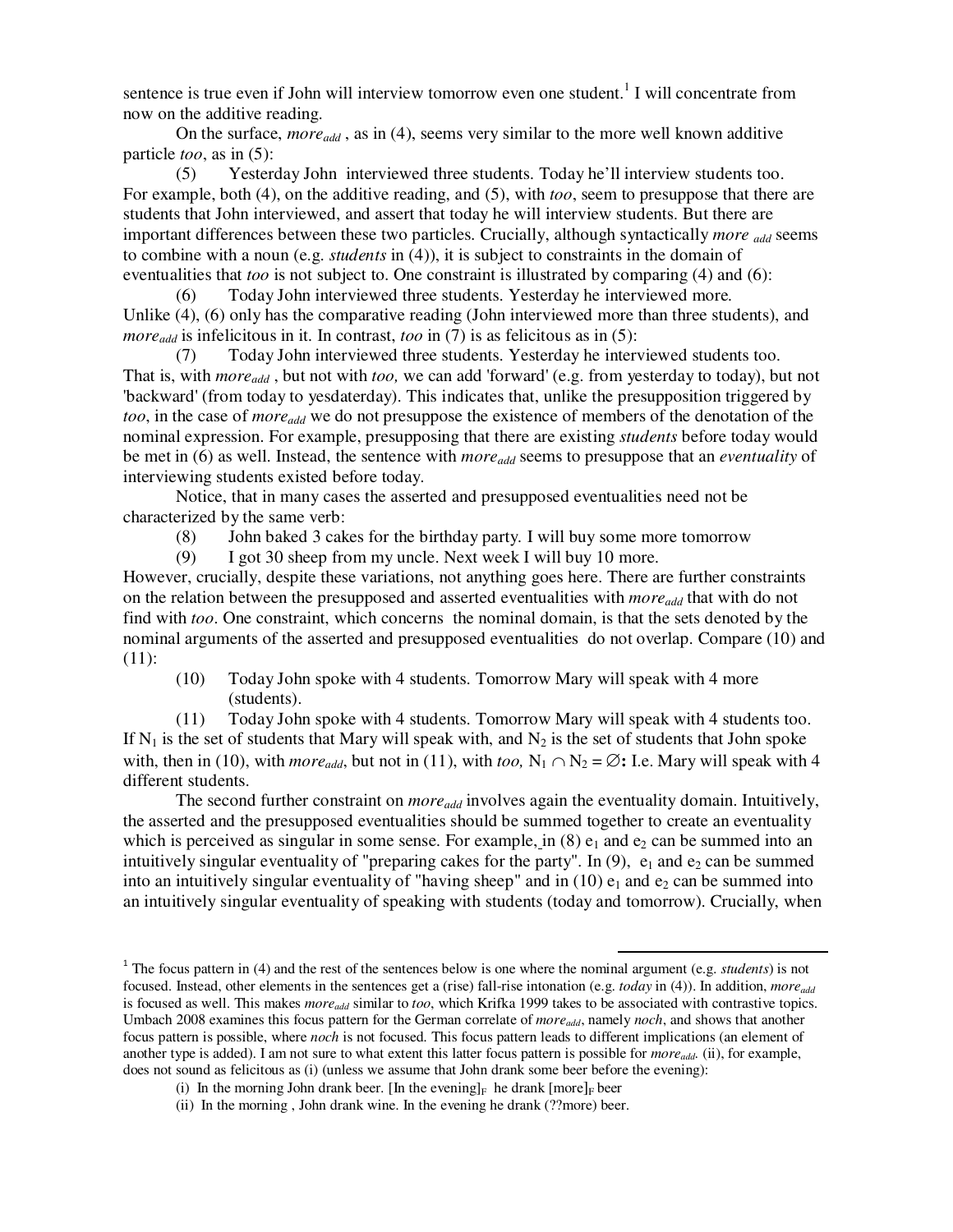sentence is true even if John will interview tomorrow even one student.[1] I will concentrate from now on the additive reading.

On the surface, *more*$_{add}$ , as in (4), seems very similar to the more well known additive particle *too*, as in (5):

(5) Yesterday John interviewed three students. Today he'll interview students too.

For example, both (4), on the additive reading, and (5), with *too*, seem to presuppose that there are students that John interviewed, and assert that today he will interview students. But there are important differences between these two particles. Crucially, although syntactically *more* $_{add}$ seems to combine with a noun (e.g. *students* in (4)), it is subject to constraints in the domain of eventualities that *too* is not subject to. One constraint is illustrated by comparing (4) and (6):

(6) Today John interviewed three students. Yesterday he interviewed more.

Unlike (4), (6) only has the comparative reading (John interviewed more than three students), and *more*$_{add}$ is infelicitous in it. In contrast, *too* in (7) is as felicitous as in (5):

(7) Today John interviewed three students. Yesterday he interviewed students too.

That is, with *more*$_{add}$ , but not with *too,* we can add 'forward' (e.g. from yesterday to today), but not 'backward' (from today to yesdaterday). This indicates that, unlike the presupposition triggered by *too*, in the case of *more*$_{add}$ we do not presuppose the existence of members of the denotation of the nominal expression. For example, presupposing that there are existing *students* before today would be met in (6) as well. Instead, the sentence with *more*$_{add}$ seems to presuppose that an *eventuality* of interviewing students existed before today.

Notice, that in many cases the asserted and presupposed eventualities need not be characterized by the same verb:

(8) John baked 3 cakes for the birthday party. I will buy some more tomorrow

(9) I got 30 sheep from my uncle. Next week I will buy 10 more.

However, crucially, despite these variations, not anything goes here. There are further constraints on the relation between the presupposed and asserted eventualities with *more*$_{add}$ that with do not find with *too*. One constraint, which concerns the nominal domain, is that the sets denoted by the nominal arguments of the asserted and presupposed eventualities do not overlap. Compare (10) and (11):

(10) Today John spoke with 4 students. Tomorrow Mary will speak with 4 more (students).

(11) Today John spoke with 4 students. Tomorrow Mary will speak with 4 students too.

If $N_1$ is the set of students that Mary will speak with, and $N_2$ is the set of students that John spoke with, then in (10), with *more*$_{add}$, but not in (11), with *too,* $N_1 \cap N_2 = \varnothing$**:** I.e. Mary will speak with 4 different students.

The second further constraint on *more*$_{add}$ involves again the eventuality domain. Intuitively, the asserted and the presupposed eventualities should be summed together to create an eventuality which is perceived as singular in some sense. For example, in (8) $e_1$ and $e_2$ can be summed into an intuitively singular eventuality of "preparing cakes for the party". In (9), $e_1$ and $e_2$ can be summed into an intuitively singular eventuality of "having sheep" and in (10) $e_1$ and $e_2$ can be summed into an intuitively singular eventuality of speaking with students (today and tomorrow). Crucially, when

---

[1] The focus pattern in (4) and the rest of the sentences below is one where the nominal argument (e.g. *students*) is not focused. Instead, other elements in the sentences get a (rise) fall-rise intonation (e.g. *today* in (4)). In addition, *more*$_{add}$ is focused as well. This makes *more*$_{add}$ similar to *too*, which Krifka 1999 takes to be associated with contrastive topics. Umbach 2008 examines this focus pattern for the German correlate of *more*$_{add}$, namely *noch*, and shows that another focus pattern is possible, where *noch* is not focused. This focus pattern leads to different implications (an element of another type is added). I am not sure to what extent this latter focus pattern is possible for *more*$_{add}$. (ii), for example, does not sound as felicitous as (i) (unless we assume that John drank some beer before the evening):

(i) In the morning John drank beer. [In the evening]$_F$ he drank [more]$_F$ beer

(ii) In the morning , John drank wine. In the evening he drank (??more) beer.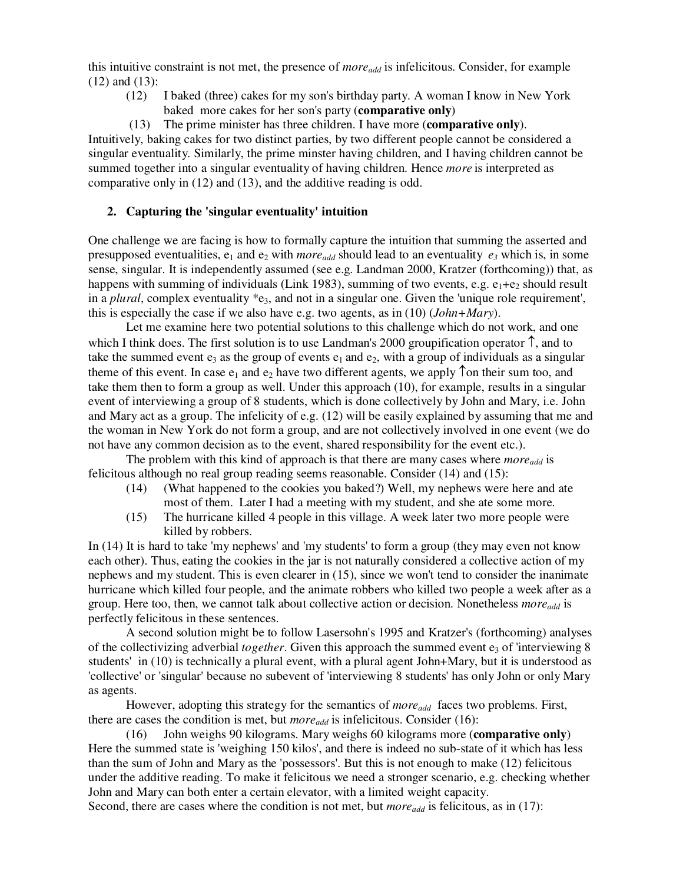this intuitive constraint is not met, the presence of *more*$_{add}$ is infelicitous. Consider, for example (12) and (13):

(12) I baked (three) cakes for my son's birthday party. A woman I know in New York baked more cakes for her son's party (**comparative only**)

(13) The prime minister has three children. I have more (**comparative only**).

Intuitively, baking cakes for two distinct parties, by two different people cannot be considered a singular eventuality. Similarly, the prime minster having children, and I having children cannot be summed together into a singular eventuality of having children. Hence *more* is interpreted as comparative only in (12) and (13), and the additive reading is odd.

## 2. Capturing the 'singular eventuality' intuition

One challenge we are facing is how to formally capture the intuition that summing the asserted and presupposed eventualities, $e_1$ and $e_2$ with *more*$_{add}$ should lead to an eventuality $e_3$ which is, in some sense, singular. It is independently assumed (see e.g. Landman 2000, Kratzer (forthcoming)) that, as happens with summing of individuals (Link 1983), summing of two events, e.g. $e_1$+$e_2$ should result in a *plural*, complex eventuality $^*e_3$, and not in a singular one. Given the 'unique role requirement', this is especially the case if we also have e.g. two agents, as in (10) (*John+Mary*).

Let me examine here two potential solutions to this challenge which do not work, and one which I think does. The first solution is to use Landman's 2000 groupification operator $\uparrow$, and to take the summed event $e_3$ as the group of events $e_1$ and $e_2$, with a group of individuals as a singular theme of this event. In case $e_1$ and $e_2$ have two different agents, we apply $\uparrow$on their sum too, and take them then to form a group as well. Under this approach (10), for example, results in a singular event of interviewing a group of 8 students, which is done collectively by John and Mary, i.e. John and Mary act as a group. The infelicity of e.g. (12) will be easily explained by assuming that me and the woman in New York do not form a group, and are not collectively involved in one event (we do not have any common decision as to the event, shared responsibility for the event etc.).

The problem with this kind of approach is that there are many cases where *more*$_{add}$ is felicitous although no real group reading seems reasonable. Consider (14) and (15):

(14) (What happened to the cookies you baked?) Well, my nephews were here and ate most of them. Later I had a meeting with my student, and she ate some more.

(15) The hurricane killed 4 people in this village. A week later two more people were killed by robbers.

In (14) It is hard to take 'my nephews' and 'my students' to form a group (they may even not know each other). Thus, eating the cookies in the jar is not naturally considered a collective action of my nephews and my student. This is even clearer in (15), since we won't tend to consider the inanimate hurricane which killed four people, and the animate robbers who killed two people a week after as a group. Here too, then, we cannot talk about collective action or decision. Nonetheless *more*$_{add}$ is perfectly felicitous in these sentences.

A second solution might be to follow Lasersohn's 1995 and Kratzer's (forthcoming) analyses of the collectivizing adverbial *together*. Given this approach the summed event $e_3$ of 'interviewing 8 students' in (10) is technically a plural event, with a plural agent John+Mary, but it is understood as 'collective' or 'singular' because no subevent of 'interviewing 8 students' has only John or only Mary as agents.

However, adopting this strategy for the semantics of *more*$_{add}$ faces two problems. First, there are cases the condition is met, but *more*$_{add}$ is infelicitous. Consider (16):

(16) John weighs 90 kilograms. Mary weighs 60 kilograms more (**comparative only**)

Here the summed state is 'weighing 150 kilos', and there is indeed no sub-state of it which has less than the sum of John and Mary as the 'possessors'. But this is not enough to make (12) felicitous under the additive reading. To make it felicitous we need a stronger scenario, e.g. checking whether John and Mary can both enter a certain elevator, with a limited weight capacity.

Second, there are cases where the condition is not met, but *more*$_{add}$ is felicitous, as in (17):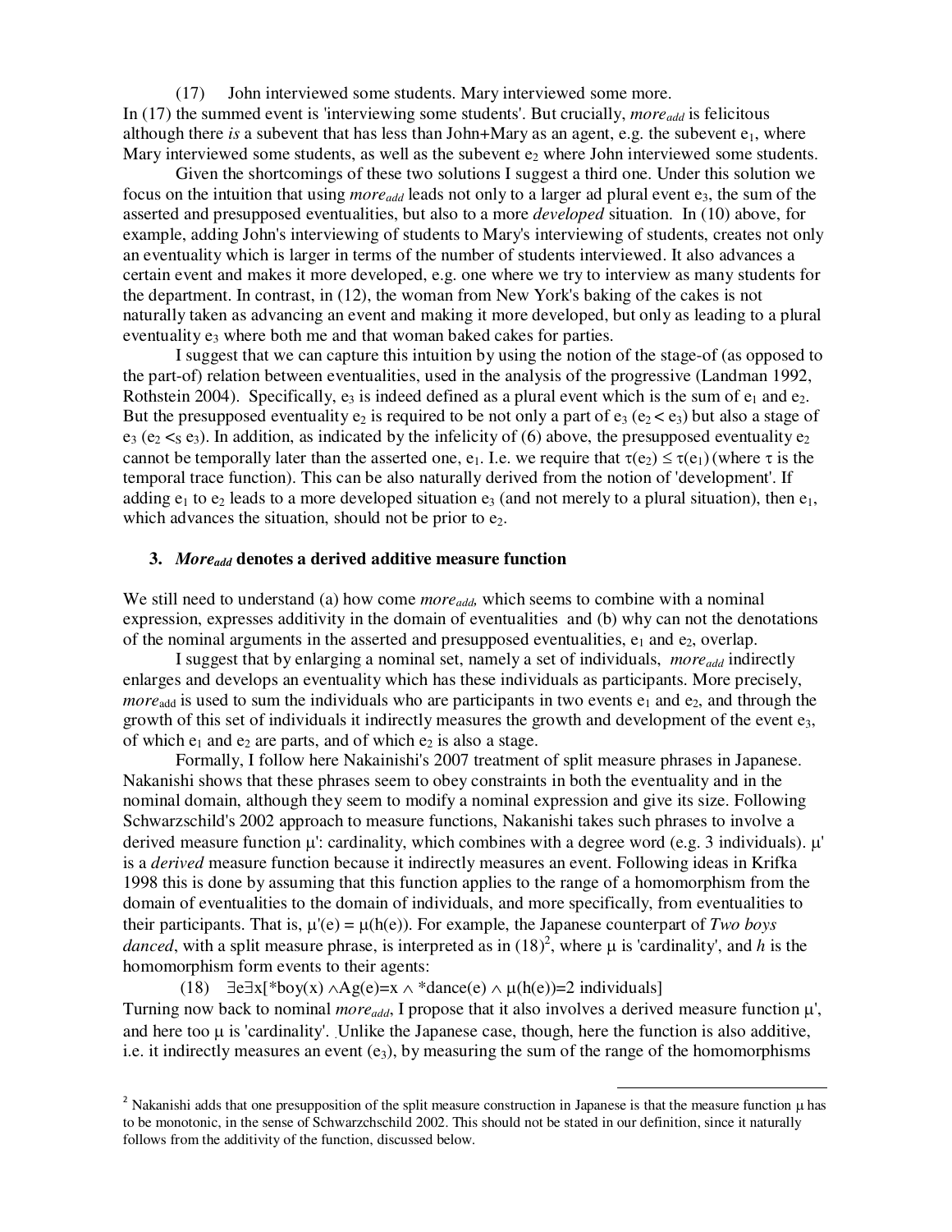(17) John interviewed some students. Mary interviewed some more.

In (17) the summed event is 'interviewing some students'. But crucially, *more*$_{add}$ is felicitous although there *is* a subevent that has less than John+Mary as an agent, e.g. the subevent $e_1$, where Mary interviewed some students, as well as the subevent $e_2$ where John interviewed some students.

Given the shortcomings of these two solutions I suggest a third one. Under this solution we focus on the intuition that using *more*$_{add}$ leads not only to a larger ad plural event $e_3$, the sum of the asserted and presupposed eventualities, but also to a more *developed* situation. In (10) above, for example, adding John's interviewing of students to Mary's interviewing of students, creates not only an eventuality which is larger in terms of the number of students interviewed. It also advances a certain event and makes it more developed, e.g. one where we try to interview as many students for the department. In contrast, in (12), the woman from New York's baking of the cakes is not naturally taken as advancing an event and making it more developed, but only as leading to a plural eventuality $e_3$ where both me and that woman baked cakes for parties.

I suggest that we can capture this intuition by using the notion of the stage-of (as opposed to the part-of) relation between eventualities, used in the analysis of the progressive (Landman 1992, Rothstein 2004). Specifically, $e_3$ is indeed defined as a plural event which is the sum of $e_1$ and $e_2$. But the presupposed eventuality $e_2$ is required to be not only a part of $e_3$ ($e_2 < e_3$) but also a stage of $e_3$ ($e_2 <_S e_3$). In addition, as indicated by the infelicity of (6) above, the presupposed eventuality $e_2$ cannot be temporally later than the asserted one, $e_1$. I.e. we require that $\tau(e_2) \leq \tau(e_1)$ (where $\tau$ is the temporal trace function). This can be also naturally derived from the notion of 'development'. If adding $e_1$ to $e_2$ leads to a more developed situation $e_3$ (and not merely to a plural situation), then $e_1$, which advances the situation, should not be prior to $e_2$.

## 3. *More*$_{add}$ denotes a derived additive measure function

We still need to understand (a) how come *more*$_{add}$, which seems to combine with a nominal expression, expresses additivity in the domain of eventualities and (b) why can not the denotations of the nominal arguments in the asserted and presupposed eventualities, $e_1$ and $e_2$, overlap.

I suggest that by enlarging a nominal set, namely a set of individuals, *more*$_{add}$ indirectly enlarges and develops an eventuality which has these individuals as participants. More precisely, *more*$_{add}$ is used to sum the individuals who are participants in two events $e_1$ and $e_2$, and through the growth of this set of individuals it indirectly measures the growth and development of the event $e_3$, of which $e_1$ and $e_2$ are parts, and of which $e_2$ is also a stage.

Formally, I follow here Nakainishi's 2007 treatment of split measure phrases in Japanese. Nakanishi shows that these phrases seem to obey constraints in both the eventuality and in the nominal domain, although they seem to modify a nominal expression and give its size. Following Schwarzschild's 2002 approach to measure functions, Nakanishi takes such phrases to involve a derived measure function $\mu'$: cardinality, which combines with a degree word (e.g. 3 individuals). $\mu'$ is a *derived* measure function because it indirectly measures an event. Following ideas in Krifka 1998 this is done by assuming that this function applies to the range of a homomorphism from the domain of eventualities to the domain of individuals, and more specifically, from eventualities to their participants. That is, $\mu'(e) = \mu(h(e))$. For example, the Japanese counterpart of *Two boys danced*, with a split measure phrase, is interpreted as in (18)[2], where $\mu$ is 'cardinality', and $h$ is the homomorphism form events to their agents:

(18) $\exists e \exists x[{}^*boy(x) \wedge Ag(e)=x \wedge {}^*dance(e) \wedge \mu(h(e))=2 \text{ individuals}]$

Turning now back to nominal *more*$_{add}$, I propose that it also involves a derived measure function $\mu'$, and here too $\mu$ is 'cardinality'. Unlike the Japanese case, though, here the function is also additive, i.e. it indirectly measures an event ($e_3$), by measuring the sum of the range of the homomorphisms

---

[2] Nakanishi adds that one presupposition of the split measure construction in Japanese is that the measure function $\mu$ has to be monotonic, in the sense of Schwarzchschild 2002. This should not be stated in our definition, since it naturally follows from the additivity of the function, discussed below.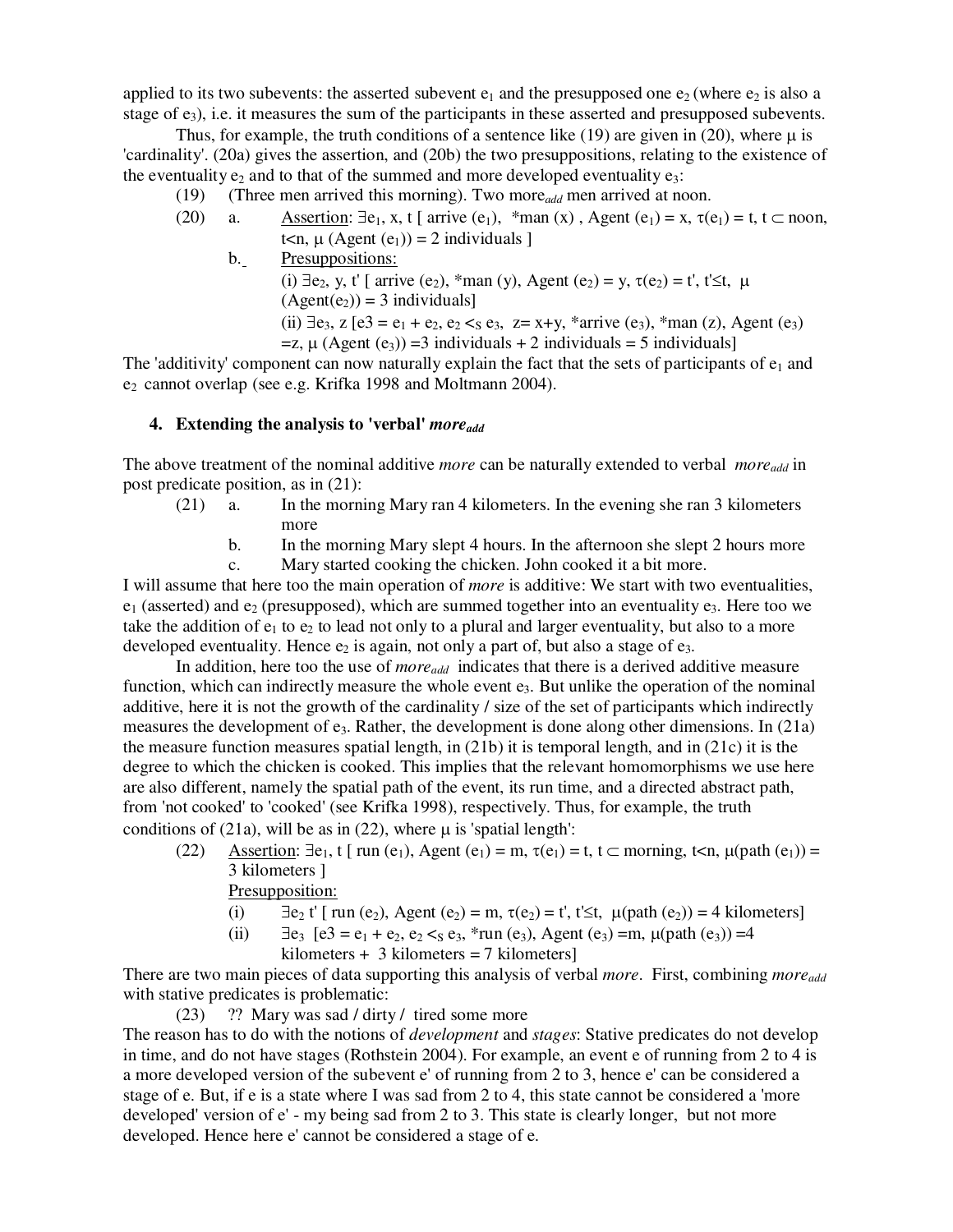applied to its two subevents: the asserted subevent $e_1$ and the presupposed one $e_2$ (where $e_2$ is also a stage of $e_3$), i.e. it measures the sum of the participants in these asserted and presupposed subevents.

Thus, for example, the truth conditions of a sentence like (19) are given in (20), where $\mu$ is 'cardinality'. (20a) gives the assertion, and (20b) the two presuppositions, relating to the existence of the eventuality $e_2$ and to that of the summed and more developed eventuality $e_3$:

(19) (Three men arrived this morning). Two more$_{add}$ men arrived at noon.

(20) a. Assertion: $\exists e_1, x, t$ [ arrive ($e_1$), *man (x) , Agent ($e_1$) = x, $\tau(e_1)$ = t, t $\subset$ noon, t<n, $\mu$ (Agent ($e_1$)) = 2 individuals ]

b. Presuppositions:

(i) $\exists e_2$, y, t' [ arrive ($e_2$), *man (y), Agent ($e_2$) = y, $\tau(e_2)$ = t', t'$\leq$t, $\mu$ (Agent($e_2$)) = 3 individuals]

(ii) $\exists e_3$, z [e3 = $e_1$ + $e_2$, $e_2 <_S e_3$, z= x+y, *arrive ($e_3$), *man (z), Agent ($e_3$) =z, $\mu$ (Agent ($e_3$)) =3 individuals + 2 individuals = 5 individuals]

The 'additivity' component can now naturally explain the fact that the sets of participants of $e_1$ and $e_2$ cannot overlap (see e.g. Krifka 1998 and Moltmann 2004).

## 4. Extending the analysis to 'verbal' *more$_{add}$*

The above treatment of the nominal additive *more* can be naturally extended to verbal *more$_{add}$* in post predicate position, as in (21):

(21) a. In the morning Mary ran 4 kilometers. In the evening she ran 3 kilometers more

b. In the morning Mary slept 4 hours. In the afternoon she slept 2 hours more

c. Mary started cooking the chicken. John cooked it a bit more.

I will assume that here too the main operation of *more* is additive: We start with two eventualities, $e_1$ (asserted) and $e_2$ (presupposed), which are summed together into an eventuality $e_3$. Here too we take the addition of $e_1$ to $e_2$ to lead not only to a plural and larger eventuality, but also to a more developed eventuality. Hence $e_2$ is again, not only a part of, but also a stage of $e_3$.

In addition, here too the use of *more$_{add}$* indicates that there is a derived additive measure function, which can indirectly measure the whole event $e_3$. But unlike the operation of the nominal additive, here it is not the growth of the cardinality / size of the set of participants which indirectly measures the development of $e_3$. Rather, the development is done along other dimensions. In (21a) the measure function measures spatial length, in (21b) it is temporal length, and in (21c) it is the degree to which the chicken is cooked. This implies that the relevant homomorphisms we use here are also different, namely the spatial path of the event, its run time, and a directed abstract path, from 'not cooked' to 'cooked' (see Krifka 1998), respectively. Thus, for example, the truth conditions of (21a), will be as in (22), where $\mu$ is 'spatial length':

(22) Assertion: $\exists e_1$, t [ run ($e_1$), Agent ($e_1$) = m, $\tau(e_1)$ = t, t $\subset$ morning, t<n, $\mu$(path ($e_1$)) = 3 kilometers ]

Presupposition:

(i) $\exists e_2$ t' [ run ($e_2$), Agent ($e_2$) = m, $\tau(e_2)$ = t', t'$\leq$t, $\mu$(path ($e_2$)) = 4 kilometers]

(ii) $\exists e_3$ [e3 = $e_1$ + $e_2$, $e_2 <_S e_3$, *run ($e_3$), Agent ($e_3$) =m, $\mu$(path ($e_3$)) =4 kilometers + 3 kilometers = 7 kilometers]

There are two main pieces of data supporting this analysis of verbal *more*. First, combining *more$_{add}$* with stative predicates is problematic:

(23) ?? Mary was sad / dirty / tired some more

The reason has to do with the notions of *development* and *stages*: Stative predicates do not develop in time, and do not have stages (Rothstein 2004). For example, an event e of running from 2 to 4 is a more developed version of the subevent e' of running from 2 to 3, hence e' can be considered a stage of e. But, if e is a state where I was sad from 2 to 4, this state cannot be considered a 'more developed' version of e' - my being sad from 2 to 3. This state is clearly longer, but not more developed. Hence here e' cannot be considered a stage of e.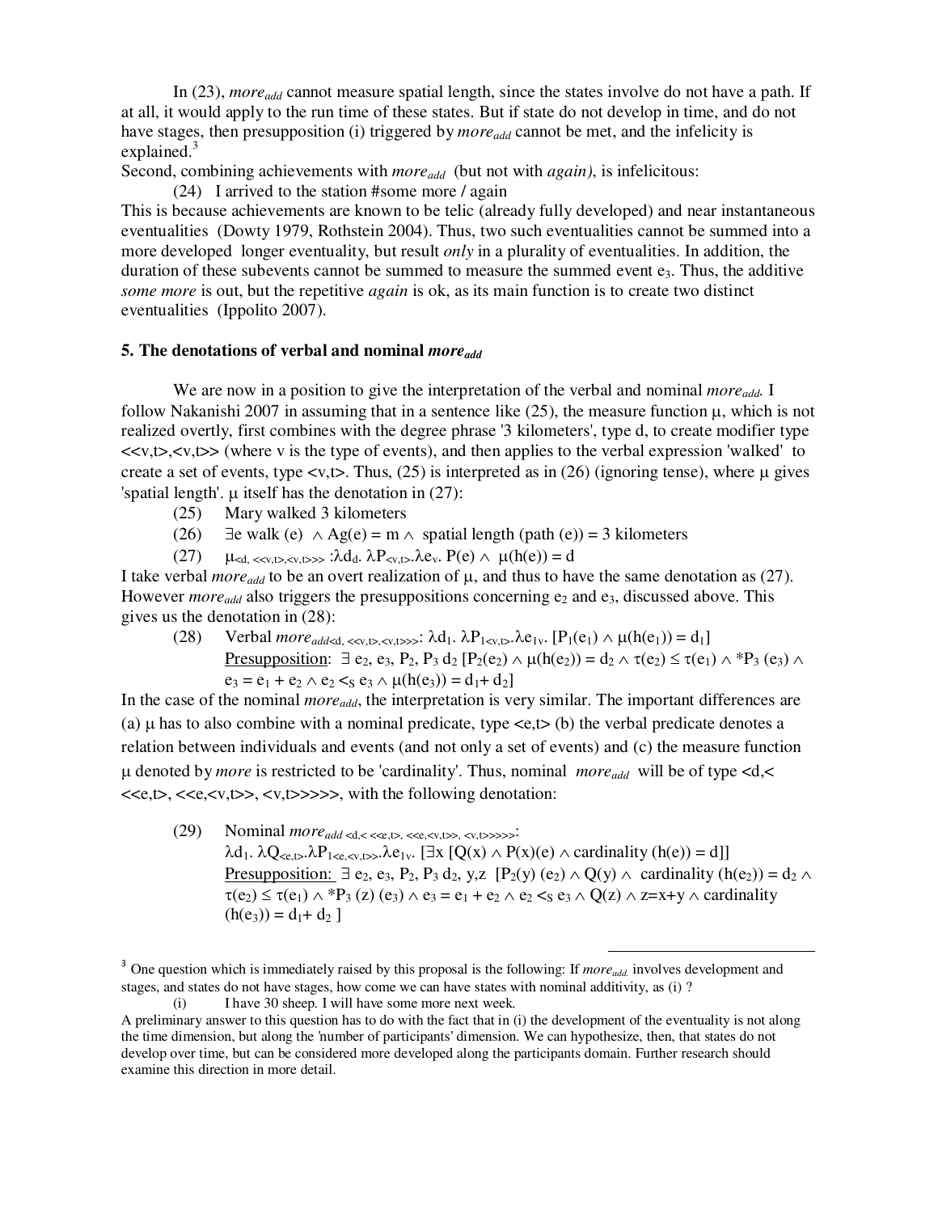In (23), *more<sub>add</sub>* cannot measure spatial length, since the states involve do not have a path. If at all, it would apply to the run time of these states. But if state do not develop in time, and do not have stages, then presupposition (i) triggered by $more_{add}$ cannot be met, and the infelicity is explained.[3]

Second, combining achievements with $more_{add}$ (but not with *again)*, is infelicitous:

(24) I arrived to the station #some more / again

This is because achievements are known to be telic (already fully developed) and near instantaneous eventualities (Dowty 1979, Rothstein 2004). Thus, two such eventualities cannot be summed into a more developed longer eventuality, but result *only* in a plurality of eventualities. In addition, the duration of these subevents cannot be summed to measure the summed event $e_3$. Thus, the additive *some more* is out, but the repetitive *again* is ok, as its main function is to create two distinct eventualities (Ippolito 2007).

## 5. The denotations of verbal and nominal $more_{add}$

We are now in a position to give the interpretation of the verbal and nominal $more_{add}$. I follow Nakanishi 2007 in assuming that in a sentence like (25), the measure function μ, which is not realized overtly, first combines with the degree phrase '3 kilometers', type d, to create modifier type <<v,t>,<v,t>> (where v is the type of events), and then applies to the verbal expression 'walked' to create a set of events, type <v,t>. Thus, (25) is interpreted as in (26) (ignoring tense), where μ gives 'spatial length'. μ itself has the denotation in (27):

(25) Mary walked 3 kilometers

(26) $\exists e\ walk(e) \wedge Ag(e) = m \wedge$ spatial length $(path(e)) = 3$ kilometers

(27) $\mu_{<d, <<v,t>,<v,t>>} : \lambda d_d.\ \lambda P_{<v,t>}.\lambda e_v.\ P(e) \wedge \mu(h(e)) = d$

I take verbal $more_{add}$ to be an overt realization of μ, and thus to have the same denotation as (27). However $more_{add}$ also triggers the presuppositions concerning $e_2$ and $e_3$, discussed above. This gives us the denotation in (28):

(28) Verbal $more_{add<d, <<v,t>,<v,t>>>}$: $\lambda d_1.\ \lambda P_{1<v,t>}.\lambda e_{1v}.\ [P_1(e_1) \wedge \mu(h(e_1)) = d_1]$

<u>Presupposition</u>: $\exists\ e_2, e_3, P_2, P_3\ d_2\ [P_2(e_2) \wedge \mu(h(e_2)) = d_2 \wedge \tau(e_2) \leq \tau(e_1) \wedge {}^*P_3\ (e_3) \wedge e_3 = e_1 + e_2 \wedge e_2 <_S e_3 \wedge \mu(h(e_3)) = d_1 + d_2]$

In the case of the nominal $more_{add}$, the interpretation is very similar. The important differences are (a) μ has to also combine with a nominal predicate, type <e,t> (b) the verbal predicate denotes a relation between individuals and events (and not only a set of events) and (c) the measure function μ denoted by *more* is restricted to be 'cardinality'. Thus, nominal $more_{add}$ will be of type <d,< <<e,t>, <<e,<v,t>>, <v,t>>>>>, with the following denotation:

(29) Nominal $more_{add\ <d,< <<e,t>, <<e,<v,t>>, <v,t>>>>>}$:

$\lambda d_1.\ \lambda Q_{<e,t>}.\lambda P_{1<e,<v,t>>}.\lambda e_{1v}.\ [\exists x\ [Q(x) \wedge P(x)(e) \wedge cardinality\ (h(e)) = d]]$

<u>Presupposition:</u> $\exists\ e_2, e_3, P_2, P_3\ d_2, y,z\ \ [P_2(y)\ (e_2) \wedge Q(y) \wedge\ cardinality\ (h(e_2)) = d_2 \wedge \tau(e_2) \leq \tau(e_1) \wedge {}^*P_3\ (z)\ (e_3) \wedge e_3 = e_1 + e_2 \wedge e_2 <_S e_3 \wedge Q(z) \wedge z{=}x{+}y \wedge cardinality\ (h(e_3)) = d_1 + d_2\ ]$

---

[3] One question which is immediately raised by this proposal is the following: If $more_{add.}$ involves development and stages, and states do not have stages, how come we can have states with nominal additivity, as (i) ?

(i) I have 30 sheep. I will have some more next week.

A preliminary answer to this question has to do with the fact that in (i) the development of the eventuality is not along the time dimension, but along the 'number of participants' dimension. We can hypothesize, then, that states do not develop over time, but can be considered more developed along the participants domain. Further research should examine this direction in more detail.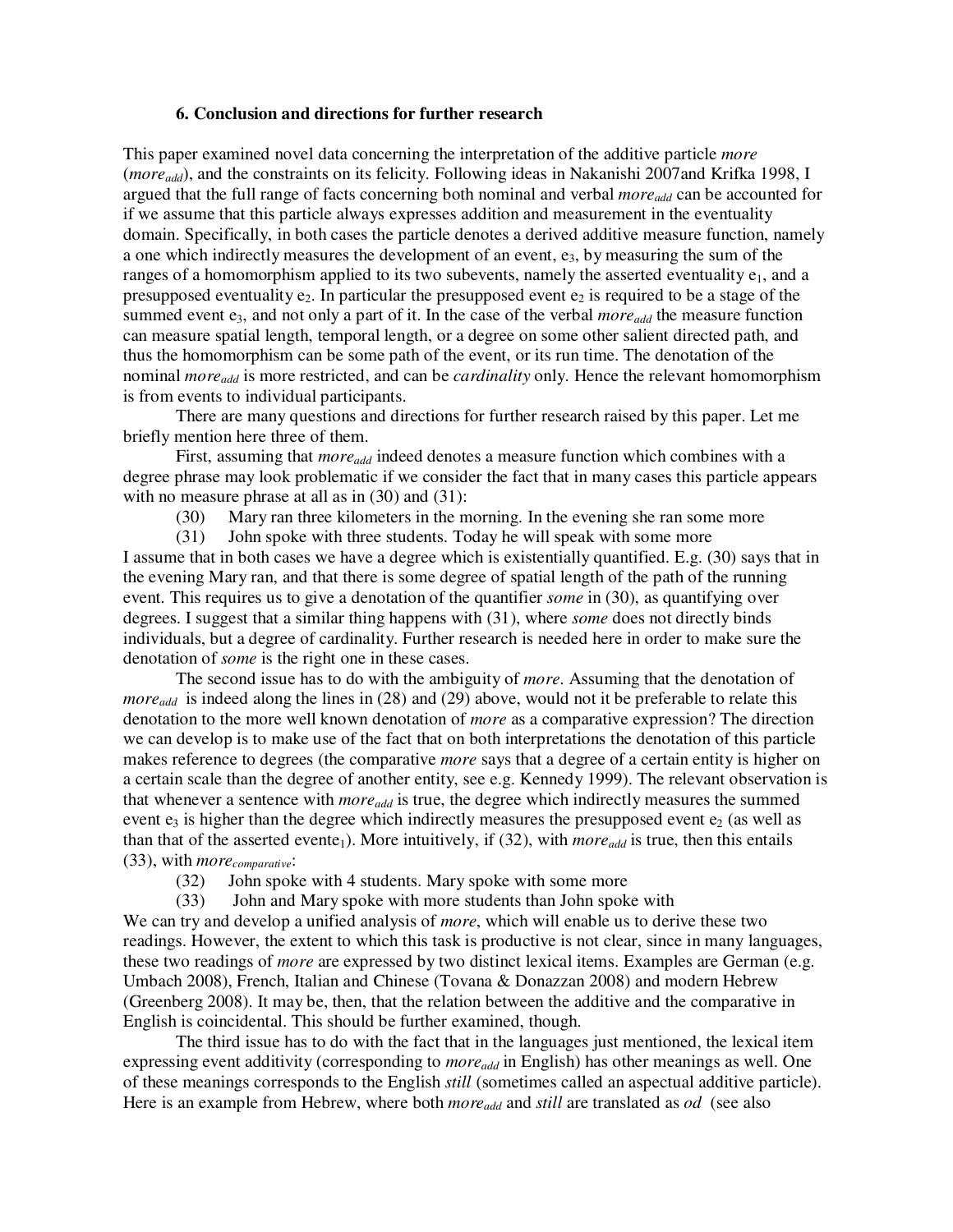### 6. Conclusion and directions for further research

This paper examined novel data concerning the interpretation of the additive particle *more* (*more*$_{add}$), and the constraints on its felicity. Following ideas in Nakanishi 2007and Krifka 1998, I argued that the full range of facts concerning both nominal and verbal *more*$_{add}$ can be accounted for if we assume that this particle always expresses addition and measurement in the eventuality domain. Specifically, in both cases the particle denotes a derived additive measure function, namely a one which indirectly measures the development of an event, $e_3$, by measuring the sum of the ranges of a homomorphism applied to its two subevents, namely the asserted eventuality $e_1$, and a presupposed eventuality $e_2$. In particular the presupposed event $e_2$ is required to be a stage of the summed event $e_3$, and not only a part of it. In the case of the verbal *more*$_{add}$ the measure function can measure spatial length, temporal length, or a degree on some other salient directed path, and thus the homomorphism can be some path of the event, or its run time. The denotation of the nominal *more*$_{add}$ is more restricted, and can be *cardinality* only. Hence the relevant homomorphism is from events to individual participants.

There are many questions and directions for further research raised by this paper. Let me briefly mention here three of them.

First, assuming that *more*$_{add}$ indeed denotes a measure function which combines with a degree phrase may look problematic if we consider the fact that in many cases this particle appears with no measure phrase at all as in (30) and (31):

(30) Mary ran three kilometers in the morning. In the evening she ran some more

(31) John spoke with three students. Today he will speak with some more

I assume that in both cases we have a degree which is existentially quantified. E.g. (30) says that in the evening Mary ran, and that there is some degree of spatial length of the path of the running event. This requires us to give a denotation of the quantifier *some* in (30), as quantifying over degrees. I suggest that a similar thing happens with (31), where *some* does not directly binds individuals, but a degree of cardinality. Further research is needed here in order to make sure the denotation of *some* is the right one in these cases.

The second issue has to do with the ambiguity of *more*. Assuming that the denotation of *more*$_{add}$ is indeed along the lines in (28) and (29) above, would not it be preferable to relate this denotation to the more well known denotation of *more* as a comparative expression? The direction we can develop is to make use of the fact that on both interpretations the denotation of this particle makes reference to degrees (the comparative *more* says that a degree of a certain entity is higher on a certain scale than the degree of another entity, see e.g. Kennedy 1999). The relevant observation is that whenever a sentence with *more*$_{add}$ is true, the degree which indirectly measures the summed event $e_3$ is higher than the degree which indirectly measures the presupposed event $e_2$ (as well as than that of the asserted event$e_1$). More intuitively, if (32), with *more*$_{add}$ is true, then this entails (33), with *more*$_{comparative}$:

(32) John spoke with 4 students. Mary spoke with some more

(33) John and Mary spoke with more students than John spoke with

We can try and develop a unified analysis of *more*, which will enable us to derive these two readings. However, the extent to which this task is productive is not clear, since in many languages, these two readings of *more* are expressed by two distinct lexical items. Examples are German (e.g. Umbach 2008), French, Italian and Chinese (Tovana & Donazzan 2008) and modern Hebrew (Greenberg 2008). It may be, then, that the relation between the additive and the comparative in English is coincidental. This should be further examined, though.

The third issue has to do with the fact that in the languages just mentioned, the lexical item expressing event additivity (corresponding to *more*$_{add}$ in English) has other meanings as well. One of these meanings corresponds to the English *still* (sometimes called an aspectual additive particle). Here is an example from Hebrew, where both *more*$_{add}$ and *still* are translated as *od* (see also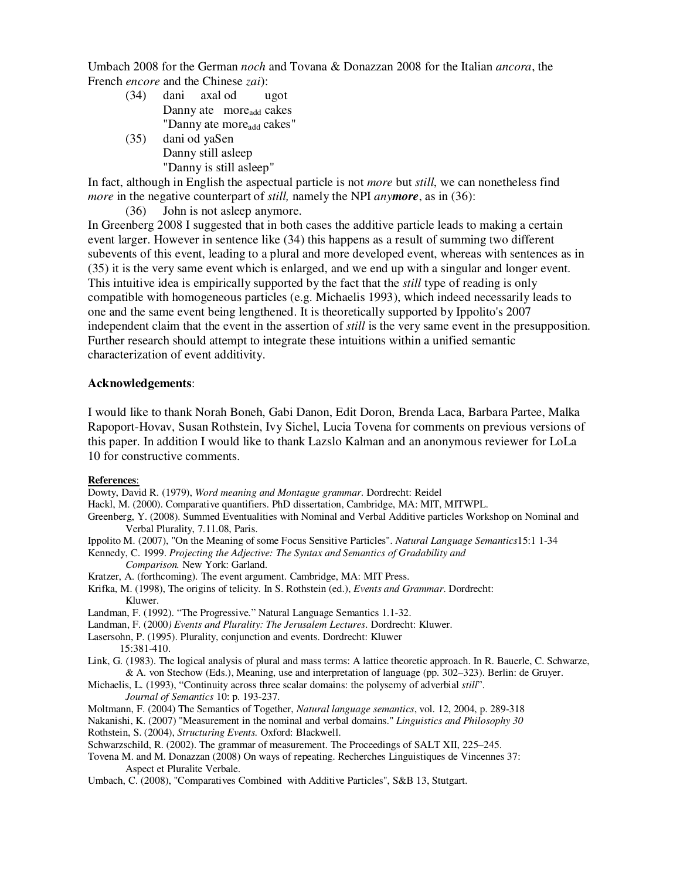Umbach 2008 for the German *noch* and Tovana & Donazzan 2008 for the Italian *ancora*, the French *encore* and the Chinese *zai*):

(34) dani axal od ugot
Danny ate $\text{more}_{\text{add}}$ cakes
"Danny ate $\text{more}_{\text{add}}$ cakes"

(35) dani od yaSen
Danny still asleep
"Danny is still asleep"

In fact, although in English the aspectual particle is not *more* but *still*, we can nonetheless find *more* in the negative counterpart of *still,* namely the NPI *any**more***, as in (36):

(36) John is not asleep anymore.

In Greenberg 2008 I suggested that in both cases the additive particle leads to making a certain event larger. However in sentence like (34) this happens as a result of summing two different subevents of this event, leading to a plural and more developed event, whereas with sentences as in (35) it is the very same event which is enlarged, and we end up with a singular and longer event. This intuitive idea is empirically supported by the fact that the *still* type of reading is only compatible with homogeneous particles (e.g. Michaelis 1993), which indeed necessarily leads to one and the same event being lengthened. It is theoretically supported by Ippolito's 2007 independent claim that the event in the assertion of *still* is the very same event in the presupposition. Further research should attempt to integrate these intuitions within a unified semantic characterization of event additivity.

**Acknowledgements**:

I would like to thank Norah Boneh, Gabi Danon, Edit Doron, Brenda Laca, Barbara Partee, Malka Rapoport-Hovav, Susan Rothstein, Ivy Sichel, Lucia Tovena for comments on previous versions of this paper. In addition I would like to thank Lazslo Kalman and an anonymous reviewer for LoLa 10 for constructive comments.

**References**:

Dowty, David R. (1979), *Word meaning and Montague grammar*. Dordrecht: Reidel

Hackl, M. (2000). Comparative quantifiers. PhD dissertation, Cambridge, MA: MIT, MITWPL.

Greenberg, Y. (2008). Summed Eventualities with Nominal and Verbal Additive particles Workshop on Nominal and Verbal Plurality, 7.11.08, Paris.

Ippolito M. (2007), "On the Meaning of some Focus Sensitive Particles". *Natural Language Semantics*15:1 1-34

Kennedy, C. 1999. *Projecting the Adjective: The Syntax and Semantics of Gradability and Comparison.* New York: Garland.

Kratzer, A. (forthcoming). The event argument. Cambridge, MA: MIT Press.

Krifka, M. (1998), The origins of telicity. In S. Rothstein (ed.), *Events and Grammar*. Dordrecht: Kluwer.

Landman, F. (1992). "The Progressive." Natural Language Semantics 1.1-32.

Landman, F. (2000*) Events and Plurality: The Jerusalem Lectures*. Dordrecht: Kluwer.

Lasersohn, P. (1995). Plurality, conjunction and events. Dordrecht: Kluwer 15:381-410.

Link, G. (1983). The logical analysis of plural and mass terms: A lattice theoretic approach. In R. Bauerle, C. Schwarze, & A. von Stechow (Eds.), Meaning, use and interpretation of language (pp. 302–323). Berlin: de Gruyer.

Michaelis, L. (1993), "Continuity across three scalar domains: the polysemy of adverbial *still*". *Journal of Semantics* 10: p. 193-237.

Moltmann, F. (2004) The Semantics of Together, *Natural language semantics*, vol. 12, 2004, p. 289-318

Nakanishi, K. (2007) "Measurement in the nominal and verbal domains." *Linguistics and Philosophy 30*

Rothstein, S. (2004), *Structuring Events.* Oxford: Blackwell.

Schwarzschild, R. (2002). The grammar of measurement. The Proceedings of SALT XII, 225–245.

Tovena M. and M. Donazzan (2008) On ways of repeating. Recherches Linguistiques de Vincennes 37: Aspect et Pluralite Verbale.

Umbach, C. (2008), "Comparatives Combined with Additive Particles", S&B 13, Stutgart.